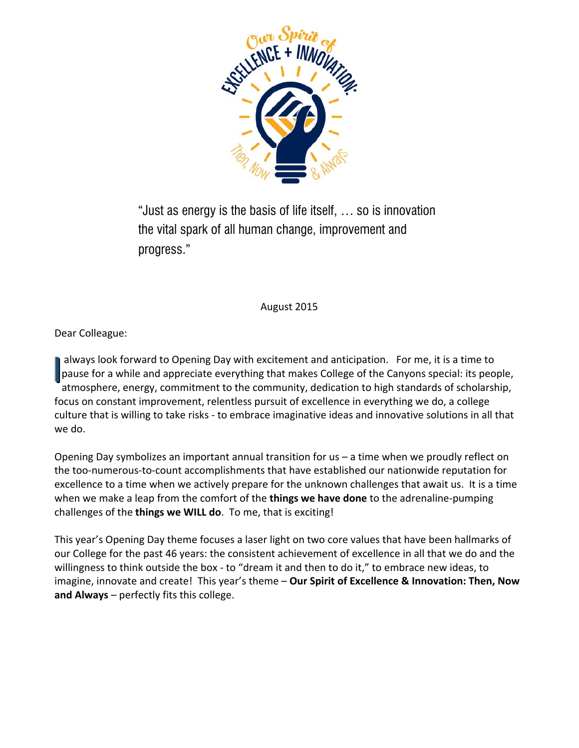“Just as energy is the basis of life itself, … so is innovation the vital spark of all human change, improvement and progress.”

August 2015

Dear Colleague:

I always look forward to Opening Day with excitement and anticipation. For me, it is a time to pause for a while and appreciate everything that makes College of the Canyons special: its people, atmosphere, energy, commitment to the community, dedication to high standards of scholarship, focus on constant improvement, relentless pursuit of excellence in everything we do, a college culture that is willing to take risks - to embrace imaginative ideas and innovative solutions in all that we do.

Opening Day symbolizes an important annual transition for us – a time when we proudly reflect on the too-numerous-to-count accomplishments that have established our nationwide reputation for excellence to a time when we actively prepare for the unknown challenges that await us. It is a time when we make a leap from the comfort of the **things we have done** to the adrenaline-pumping challenges of the **things we WILL do**. To me, that is exciting!

This year’s Opening Day theme focuses a laser light on two core values that have been hallmarks of our College for the past 46 years: the consistent achievement of excellence in all that we do and the willingness to think outside the box - to “dream it and then to do it,” to embrace new ideas, to imagine, innovate and create! This year’s theme – **Our Spirit of Excellence & Innovation: Then, Now and Always** – perfectly fits this college.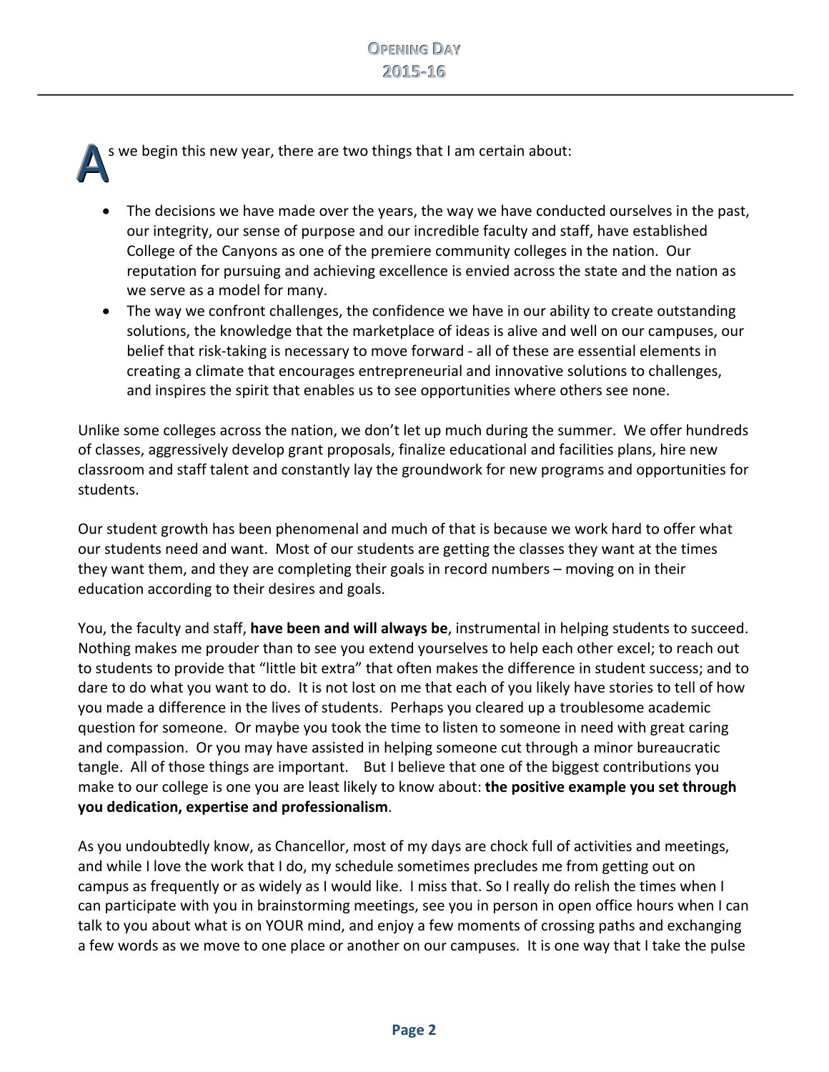As we begin this new year, there are two things that I am certain about:

- The decisions we have made over the years, the way we have conducted ourselves in the past, our integrity, our sense of purpose and our incredible faculty and staff, have established College of the Canyons as one of the premiere community colleges in the nation. Our reputation for pursuing and achieving excellence is envied across the state and the nation as we serve as a model for many.
- The way we confront challenges, the confidence we have in our ability to create outstanding solutions, the knowledge that the marketplace of ideas is alive and well on our campuses, our belief that risk-taking is necessary to move forward - all of these are essential elements in creating a climate that encourages entrepreneurial and innovative solutions to challenges, and inspires the spirit that enables us to see opportunities where others see none.

Unlike some colleges across the nation, we don't let up much during the summer. We offer hundreds of classes, aggressively develop grant proposals, finalize educational and facilities plans, hire new classroom and staff talent and constantly lay the groundwork for new programs and opportunities for students.

Our student growth has been phenomenal and much of that is because we work hard to offer what our students need and want. Most of our students are getting the classes they want at the times they want them, and they are completing their goals in record numbers – moving on in their education according to their desires and goals.

You, the faculty and staff, **have been and will always be**, instrumental in helping students to succeed. Nothing makes me prouder than to see you extend yourselves to help each other excel; to reach out to students to provide that "little bit extra" that often makes the difference in student success; and to dare to do what you want to do. It is not lost on me that each of you likely have stories to tell of how you made a difference in the lives of students. Perhaps you cleared up a troublesome academic question for someone. Or maybe you took the time to listen to someone in need with great caring and compassion. Or you may have assisted in helping someone cut through a minor bureaucratic tangle. All of those things are important. But I believe that one of the biggest contributions you make to our college is one you are least likely to know about: **the positive example you set through you dedication, expertise and professionalism**.

As you undoubtedly know, as Chancellor, most of my days are chock full of activities and meetings, and while I love the work that I do, my schedule sometimes precludes me from getting out on campus as frequently or as widely as I would like. I miss that. So I really do relish the times when I can participate with you in brainstorming meetings, see you in person in open office hours when I can talk to you about what is on YOUR mind, and enjoy a few moments of crossing paths and exchanging a few words as we move to one place or another on our campuses. It is one way that I take the pulse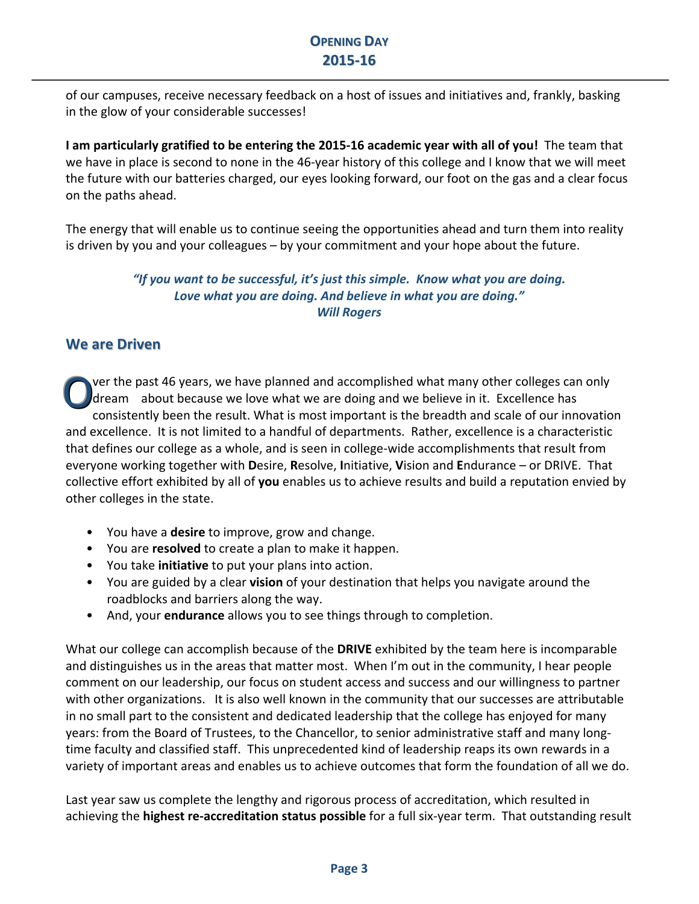of our campuses, receive necessary feedback on a host of issues and initiatives and, frankly, basking in the glow of your considerable successes!

**I am particularly gratified to be entering the 2015-16 academic year with all of you!** The team that we have in place is second to none in the 46-year history of this college and I know that we will meet the future with our batteries charged, our eyes looking forward, our foot on the gas and a clear focus on the paths ahead.

The energy that will enable us to continue seeing the opportunities ahead and turn them into reality is driven by you and your colleagues – by your commitment and your hope about the future.

> ***"If you want to be successful, it's just this simple. Know what you are doing. Love what you are doing. And believe in what you are doing."***
> ***Will Rogers***

## We are Driven

Over the past 46 years, we have planned and accomplished what many other colleges can only dream about because we love what we are doing and we believe in it. Excellence has consistently been the result. What is most important is the breadth and scale of our innovation and excellence. It is not limited to a handful of departments. Rather, excellence is a characteristic that defines our college as a whole, and is seen in college-wide accomplishments that result from everyone working together with **D**esire, **R**esolve, **I**nitiative, **V**ision and **E**ndurance – or DRIVE. That collective effort exhibited by all of **you** enables us to achieve results and build a reputation envied by other colleges in the state.

- You have a **desire** to improve, grow and change.
- You are **resolved** to create a plan to make it happen.
- You take **initiative** to put your plans into action.
- You are guided by a clear **vision** of your destination that helps you navigate around the roadblocks and barriers along the way.
- And, your **endurance** allows you to see things through to completion.

What our college can accomplish because of the **DRIVE** exhibited by the team here is incomparable and distinguishes us in the areas that matter most. When I'm out in the community, I hear people comment on our leadership, our focus on student access and success and our willingness to partner with other organizations. It is also well known in the community that our successes are attributable in no small part to the consistent and dedicated leadership that the college has enjoyed for many years: from the Board of Trustees, to the Chancellor, to senior administrative staff and many long-time faculty and classified staff. This unprecedented kind of leadership reaps its own rewards in a variety of important areas and enables us to achieve outcomes that form the foundation of all we do.

Last year saw us complete the lengthy and rigorous process of accreditation, which resulted in achieving the **highest re-accreditation status possible** for a full six-year term. That outstanding result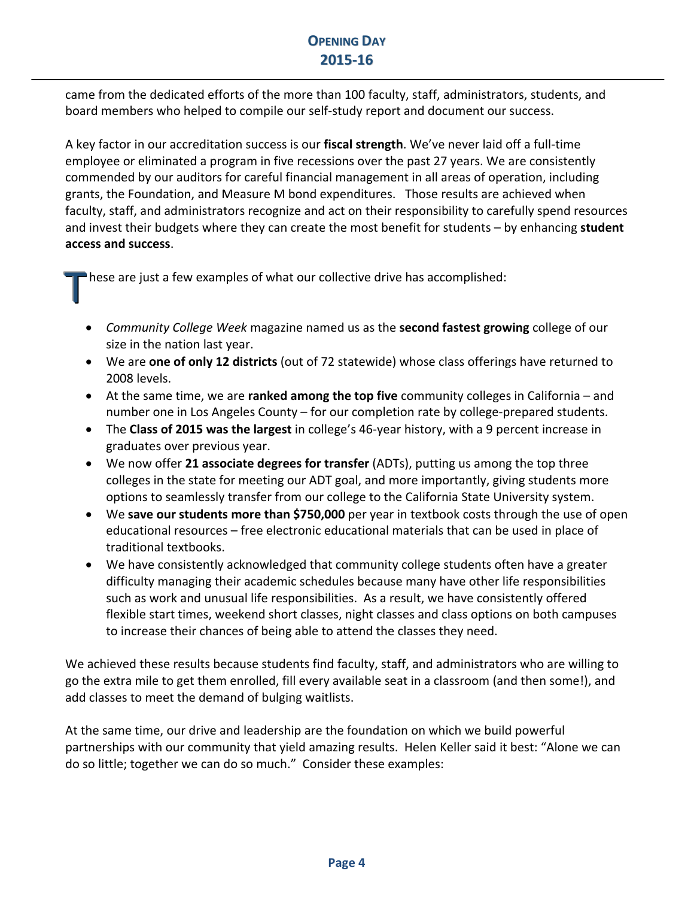came from the dedicated efforts of the more than 100 faculty, staff, administrators, students, and board members who helped to compile our self-study report and document our success.

A key factor in our accreditation success is our **fiscal strength**. We've never laid off a full-time employee or eliminated a program in five recessions over the past 27 years. We are consistently commended by our auditors for careful financial management in all areas of operation, including grants, the Foundation, and Measure M bond expenditures. Those results are achieved when faculty, staff, and administrators recognize and act on their responsibility to carefully spend resources and invest their budgets where they can create the most benefit for students – by enhancing **student access and success**.

These are just a few examples of what our collective drive has accomplished:

- *Community College Week* magazine named us as the **second fastest growing** college of our size in the nation last year.
- We are **one of only 12 districts** (out of 72 statewide) whose class offerings have returned to 2008 levels.
- At the same time, we are **ranked among the top five** community colleges in California – and number one in Los Angeles County – for our completion rate by college-prepared students.
- The **Class of 2015 was the largest** in college's 46-year history, with a 9 percent increase in graduates over previous year.
- We now offer **21 associate degrees for transfer** (ADTs), putting us among the top three colleges in the state for meeting our ADT goal, and more importantly, giving students more options to seamlessly transfer from our college to the California State University system.
- We **save our students more than $750,000** per year in textbook costs through the use of open educational resources – free electronic educational materials that can be used in place of traditional textbooks.
- We have consistently acknowledged that community college students often have a greater difficulty managing their academic schedules because many have other life responsibilities such as work and unusual life responsibilities. As a result, we have consistently offered flexible start times, weekend short classes, night classes and class options on both campuses to increase their chances of being able to attend the classes they need.

We achieved these results because students find faculty, staff, and administrators who are willing to go the extra mile to get them enrolled, fill every available seat in a classroom (and then some!), and add classes to meet the demand of bulging waitlists.

At the same time, our drive and leadership are the foundation on which we build powerful partnerships with our community that yield amazing results. Helen Keller said it best: "Alone we can do so little; together we can do so much." Consider these examples: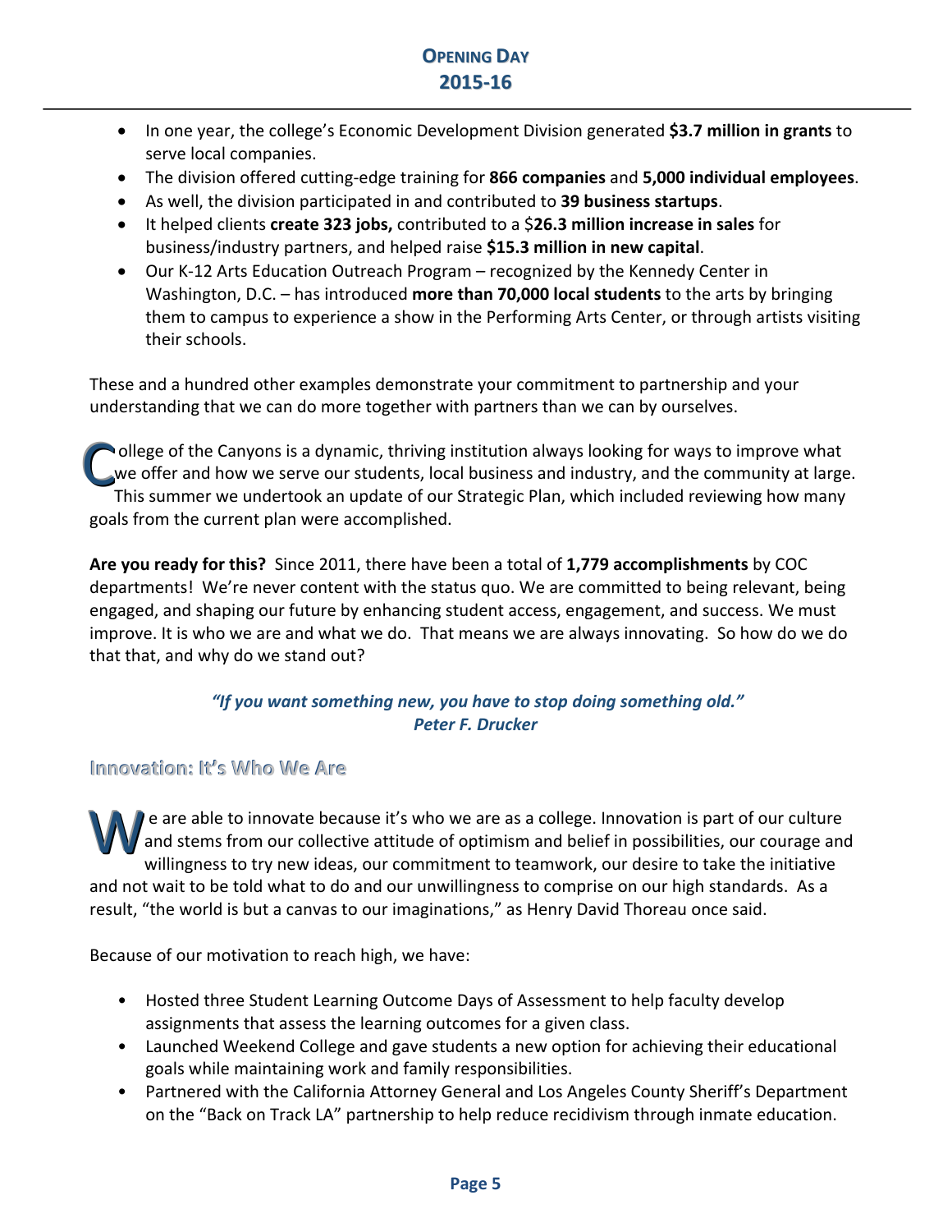- In one year, the college's Economic Development Division generated **$3.7 million in grants** to serve local companies.
- The division offered cutting-edge training for **866 companies** and **5,000 individual employees**.
- As well, the division participated in and contributed to **39 business startups**.
- It helped clients **create 323 jobs,** contributed to a $**26.3 million increase in sales** for business/industry partners, and helped raise **$15.3 million in new capital**.
- Our K-12 Arts Education Outreach Program – recognized by the Kennedy Center in Washington, D.C. – has introduced **more than 70,000 local students** to the arts by bringing them to campus to experience a show in the Performing Arts Center, or through artists visiting their schools.

These and a hundred other examples demonstrate your commitment to partnership and your understanding that we can do more together with partners than we can by ourselves.

College of the Canyons is a dynamic, thriving institution always looking for ways to improve what we offer and how we serve our students, local business and industry, and the community at large. This summer we undertook an update of our Strategic Plan, which included reviewing how many goals from the current plan were accomplished.

**Are you ready for this?** Since 2011, there have been a total of **1,779 accomplishments** by COC departments! We're never content with the status quo. We are committed to being relevant, being engaged, and shaping our future by enhancing student access, engagement, and success. We must improve. It is who we are and what we do. That means we are always innovating. So how do we do that that, and why do we stand out?

***"If you want something new, you have to stop doing something old."***
***Peter F. Drucker***

## Innovation: It's Who We Are

We are able to innovate because it's who we are as a college. Innovation is part of our culture and stems from our collective attitude of optimism and belief in possibilities, our courage and willingness to try new ideas, our commitment to teamwork, our desire to take the initiative and not wait to be told what to do and our unwillingness to comprise on our high standards. As a result, "the world is but a canvas to our imaginations," as Henry David Thoreau once said.

Because of our motivation to reach high, we have:

- Hosted three Student Learning Outcome Days of Assessment to help faculty develop assignments that assess the learning outcomes for a given class.
- Launched Weekend College and gave students a new option for achieving their educational goals while maintaining work and family responsibilities.
- Partnered with the California Attorney General and Los Angeles County Sheriff's Department on the "Back on Track LA" partnership to help reduce recidivism through inmate education.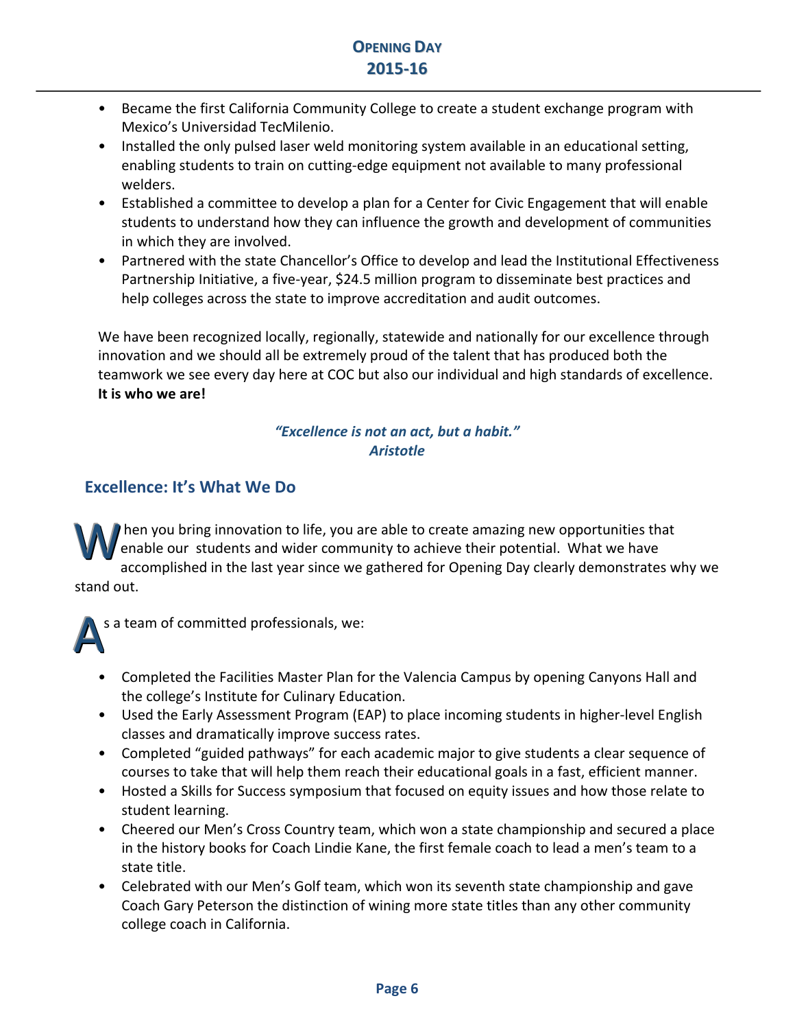- Became the first California Community College to create a student exchange program with Mexico's Universidad TecMilenio.
- Installed the only pulsed laser weld monitoring system available in an educational setting, enabling students to train on cutting-edge equipment not available to many professional welders.
- Established a committee to develop a plan for a Center for Civic Engagement that will enable students to understand how they can influence the growth and development of communities in which they are involved.
- Partnered with the state Chancellor's Office to develop and lead the Institutional Effectiveness Partnership Initiative, a five-year, $24.5 million program to disseminate best practices and help colleges across the state to improve accreditation and audit outcomes.

We have been recognized locally, regionally, statewide and nationally for our excellence through innovation and we should all be extremely proud of the talent that has produced both the teamwork we see every day here at COC but also our individual and high standards of excellence. **It is who we are!**

***"Excellence is not an act, but a habit."***
***Aristotle***

## Excellence: It's What We Do

When you bring innovation to life, you are able to create amazing new opportunities that enable our students and wider community to achieve their potential. What we have accomplished in the last year since we gathered for Opening Day clearly demonstrates why we stand out.

As a team of committed professionals, we:

- Completed the Facilities Master Plan for the Valencia Campus by opening Canyons Hall and the college's Institute for Culinary Education.
- Used the Early Assessment Program (EAP) to place incoming students in higher-level English classes and dramatically improve success rates.
- Completed "guided pathways" for each academic major to give students a clear sequence of courses to take that will help them reach their educational goals in a fast, efficient manner.
- Hosted a Skills for Success symposium that focused on equity issues and how those relate to student learning.
- Cheered our Men's Cross Country team, which won a state championship and secured a place in the history books for Coach Lindie Kane, the first female coach to lead a men's team to a state title.
- Celebrated with our Men's Golf team, which won its seventh state championship and gave Coach Gary Peterson the distinction of wining more state titles than any other community college coach in California.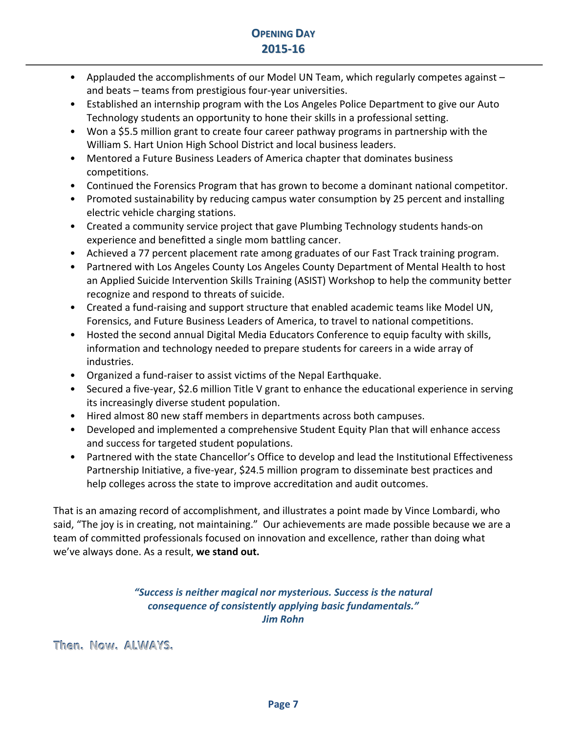- Applauded the accomplishments of our Model UN Team, which regularly competes against – and beats – teams from prestigious four-year universities.
- Established an internship program with the Los Angeles Police Department to give our Auto Technology students an opportunity to hone their skills in a professional setting.
- Won a $5.5 million grant to create four career pathway programs in partnership with the William S. Hart Union High School District and local business leaders.
- Mentored a Future Business Leaders of America chapter that dominates business competitions.
- Continued the Forensics Program that has grown to become a dominant national competitor.
- Promoted sustainability by reducing campus water consumption by 25 percent and installing electric vehicle charging stations.
- Created a community service project that gave Plumbing Technology students hands-on experience and benefitted a single mom battling cancer.
- Achieved a 77 percent placement rate among graduates of our Fast Track training program.
- Partnered with Los Angeles County Los Angeles County Department of Mental Health to host an Applied Suicide Intervention Skills Training (ASIST) Workshop to help the community better recognize and respond to threats of suicide.
- Created a fund-raising and support structure that enabled academic teams like Model UN, Forensics, and Future Business Leaders of America, to travel to national competitions.
- Hosted the second annual Digital Media Educators Conference to equip faculty with skills, information and technology needed to prepare students for careers in a wide array of industries.
- Organized a fund-raiser to assist victims of the Nepal Earthquake.
- Secured a five-year, $2.6 million Title V grant to enhance the educational experience in serving its increasingly diverse student population.
- Hired almost 80 new staff members in departments across both campuses.
- Developed and implemented a comprehensive Student Equity Plan that will enhance access and success for targeted student populations.
- Partnered with the state Chancellor's Office to develop and lead the Institutional Effectiveness Partnership Initiative, a five-year, $24.5 million program to disseminate best practices and help colleges across the state to improve accreditation and audit outcomes.

That is an amazing record of accomplishment, and illustrates a point made by Vince Lombardi, who said, "The joy is in creating, not maintaining." Our achievements are made possible because we are a team of committed professionals focused on innovation and excellence, rather than doing what we've always done. As a result, **we stand out.**

***"Success is neither magical nor mysterious. Success is the natural consequence of consistently applying basic fundamentals."***
***Jim Rohn***

**Then. Now. ALWAYS.**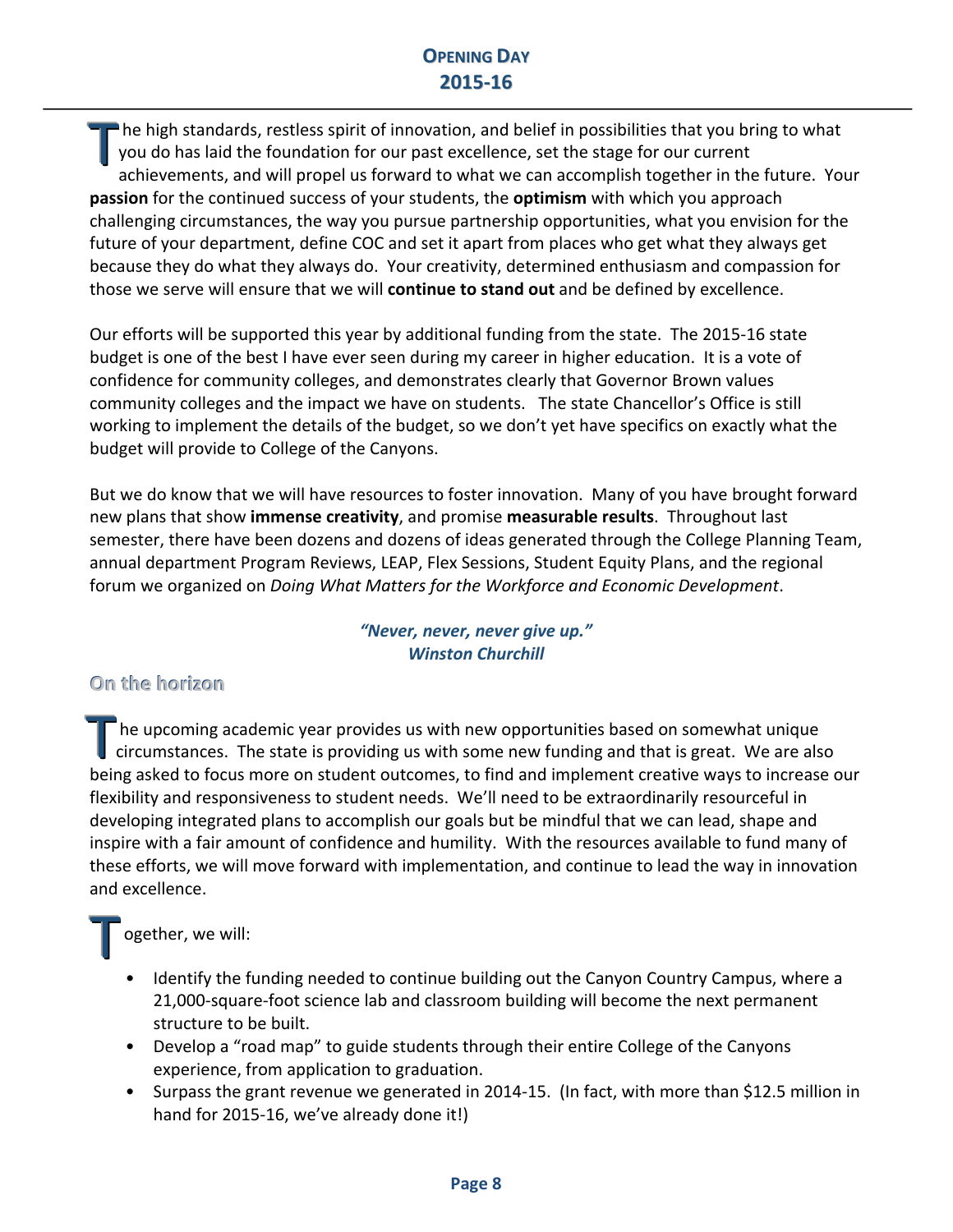The high standards, restless spirit of innovation, and belief in possibilities that you bring to what you do has laid the foundation for our past excellence, set the stage for our current achievements, and will propel us forward to what we can accomplish together in the future. Your **passion** for the continued success of your students, the **optimism** with which you approach challenging circumstances, the way you pursue partnership opportunities, what you envision for the future of your department, define COC and set it apart from places who get what they always get because they do what they always do. Your creativity, determined enthusiasm and compassion for those we serve will ensure that we will **continue to stand out** and be defined by excellence.

Our efforts will be supported this year by additional funding from the state. The 2015-16 state budget is one of the best I have ever seen during my career in higher education. It is a vote of confidence for community colleges, and demonstrates clearly that Governor Brown values community colleges and the impact we have on students. The state Chancellor's Office is still working to implement the details of the budget, so we don't yet have specifics on exactly what the budget will provide to College of the Canyons.

But we do know that we will have resources to foster innovation. Many of you have brought forward new plans that show **immense creativity**, and promise **measurable results**. Throughout last semester, there have been dozens and dozens of ideas generated through the College Planning Team, annual department Program Reviews, LEAP, Flex Sessions, Student Equity Plans, and the regional forum we organized on *Doing What Matters for the Workforce and Economic Development*.

***"Never, never, never give up."***
***Winston Churchill***

## On the horizon

The upcoming academic year provides us with new opportunities based on somewhat unique circumstances. The state is providing us with some new funding and that is great. We are also being asked to focus more on student outcomes, to find and implement creative ways to increase our flexibility and responsiveness to student needs. We'll need to be extraordinarily resourceful in developing integrated plans to accomplish our goals but be mindful that we can lead, shape and inspire with a fair amount of confidence and humility. With the resources available to fund many of these efforts, we will move forward with implementation, and continue to lead the way in innovation and excellence.

Together, we will:

- Identify the funding needed to continue building out the Canyon Country Campus, where a 21,000-square-foot science lab and classroom building will become the next permanent structure to be built.
- Develop a "road map" to guide students through their entire College of the Canyons experience, from application to graduation.
- Surpass the grant revenue we generated in 2014-15. (In fact, with more than $12.5 million in hand for 2015-16, we've already done it!)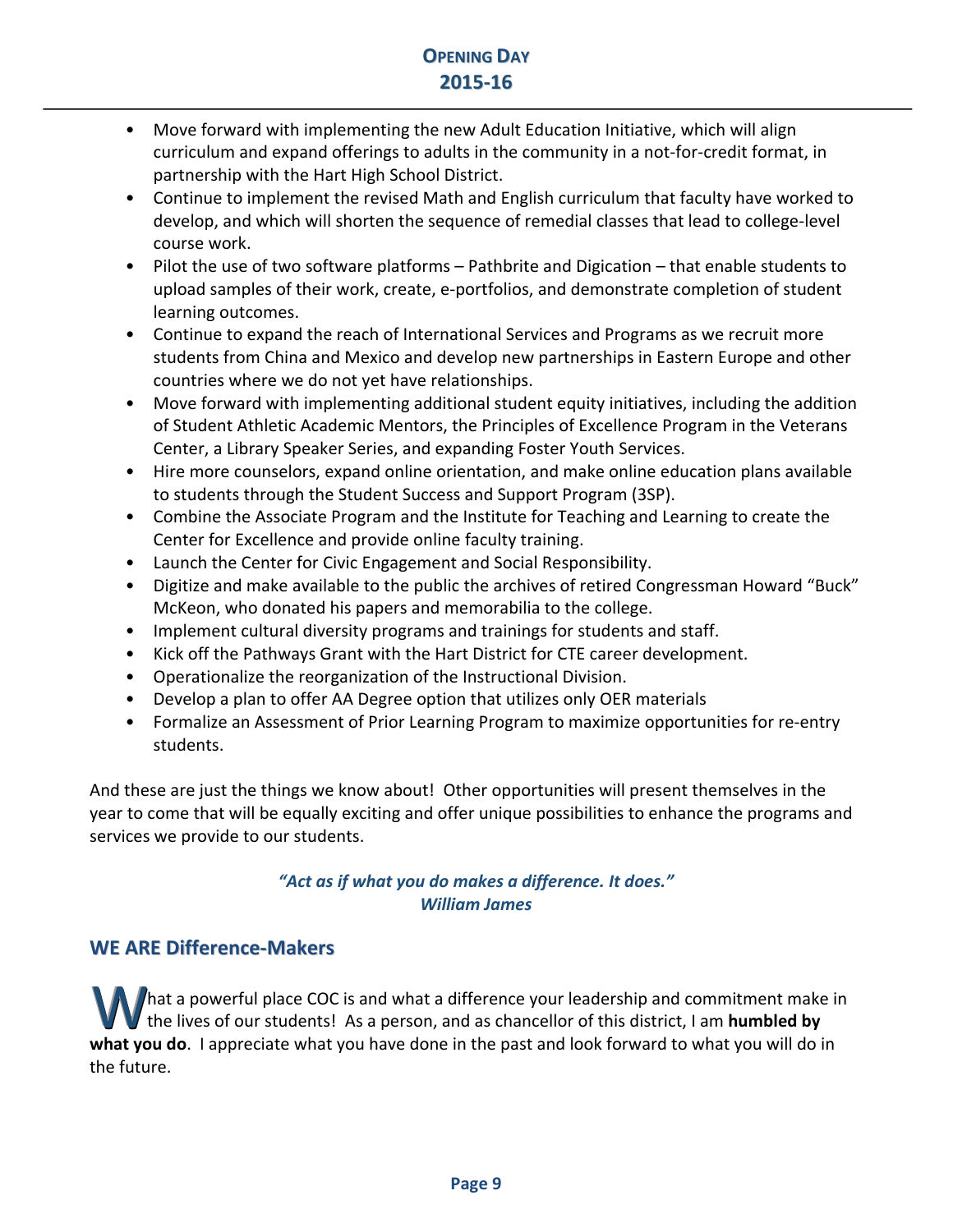- Move forward with implementing the new Adult Education Initiative, which will align curriculum and expand offerings to adults in the community in a not-for-credit format, in partnership with the Hart High School District.
- Continue to implement the revised Math and English curriculum that faculty have worked to develop, and which will shorten the sequence of remedial classes that lead to college-level course work.
- Pilot the use of two software platforms – Pathbrite and Digication – that enable students to upload samples of their work, create, e-portfolios, and demonstrate completion of student learning outcomes.
- Continue to expand the reach of International Services and Programs as we recruit more students from China and Mexico and develop new partnerships in Eastern Europe and other countries where we do not yet have relationships.
- Move forward with implementing additional student equity initiatives, including the addition of Student Athletic Academic Mentors, the Principles of Excellence Program in the Veterans Center, a Library Speaker Series, and expanding Foster Youth Services.
- Hire more counselors, expand online orientation, and make online education plans available to students through the Student Success and Support Program (3SP).
- Combine the Associate Program and the Institute for Teaching and Learning to create the Center for Excellence and provide online faculty training.
- Launch the Center for Civic Engagement and Social Responsibility.
- Digitize and make available to the public the archives of retired Congressman Howard "Buck" McKeon, who donated his papers and memorabilia to the college.
- Implement cultural diversity programs and trainings for students and staff.
- Kick off the Pathways Grant with the Hart District for CTE career development.
- Operationalize the reorganization of the Instructional Division.
- Develop a plan to offer AA Degree option that utilizes only OER materials
- Formalize an Assessment of Prior Learning Program to maximize opportunities for re-entry students.

And these are just the things we know about! Other opportunities will present themselves in the year to come that will be equally exciting and offer unique possibilities to enhance the programs and services we provide to our students.

***"Act as if what you do makes a difference. It does."***
***William James***

## WE ARE Difference-Makers

What a powerful place COC is and what a difference your leadership and commitment make in the lives of our students! As a person, and as chancellor of this district, I am **humbled by what you do**. I appreciate what you have done in the past and look forward to what you will do in the future.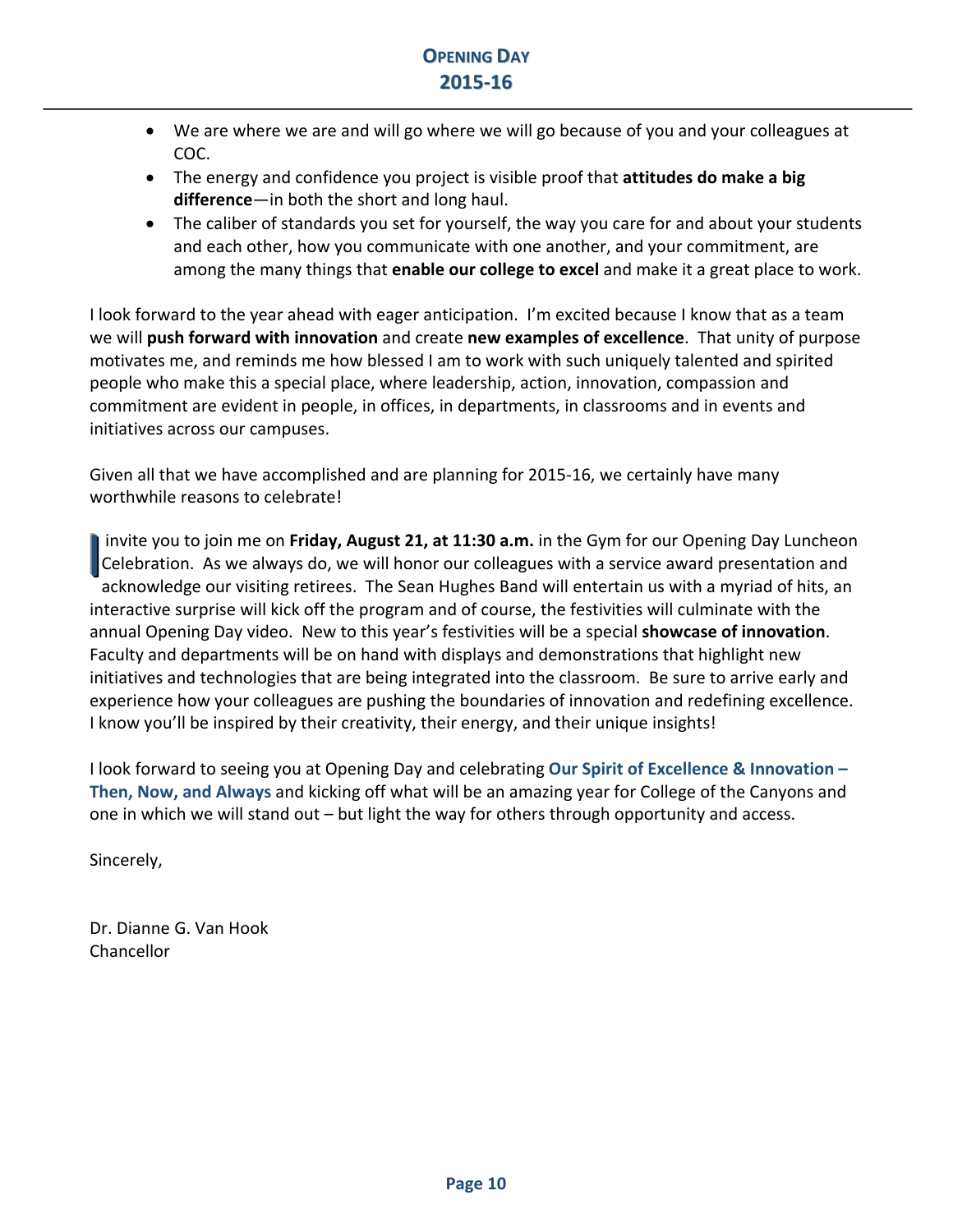- We are where we are and will go where we will go because of you and your colleagues at COC.
- The energy and confidence you project is visible proof that **attitudes do make a big difference**—in both the short and long haul.
- The caliber of standards you set for yourself, the way you care for and about your students and each other, how you communicate with one another, and your commitment, are among the many things that **enable our college to excel** and make it a great place to work.

I look forward to the year ahead with eager anticipation. I'm excited because I know that as a team we will **push forward with innovation** and create **new examples of excellence**. That unity of purpose motivates me, and reminds me how blessed I am to work with such uniquely talented and spirited people who make this a special place, where leadership, action, innovation, compassion and commitment are evident in people, in offices, in departments, in classrooms and in events and initiatives across our campuses.

Given all that we have accomplished and are planning for 2015-16, we certainly have many worthwhile reasons to celebrate!

I invite you to join me on **Friday, August 21, at 11:30 a.m.** in the Gym for our Opening Day Luncheon Celebration. As we always do, we will honor our colleagues with a service award presentation and acknowledge our visiting retirees. The Sean Hughes Band will entertain us with a myriad of hits, an interactive surprise will kick off the program and of course, the festivities will culminate with the annual Opening Day video. New to this year's festivities will be a special **showcase of innovation**. Faculty and departments will be on hand with displays and demonstrations that highlight new initiatives and technologies that are being integrated into the classroom. Be sure to arrive early and experience how your colleagues are pushing the boundaries of innovation and redefining excellence. I know you'll be inspired by their creativity, their energy, and their unique insights!

I look forward to seeing you at Opening Day and celebrating **Our Spirit of Excellence & Innovation – Then, Now, and Always** and kicking off what will be an amazing year for College of the Canyons and one in which we will stand out – but light the way for others through opportunity and access.

Sincerely,

Dr. Dianne G. Van Hook
Chancellor